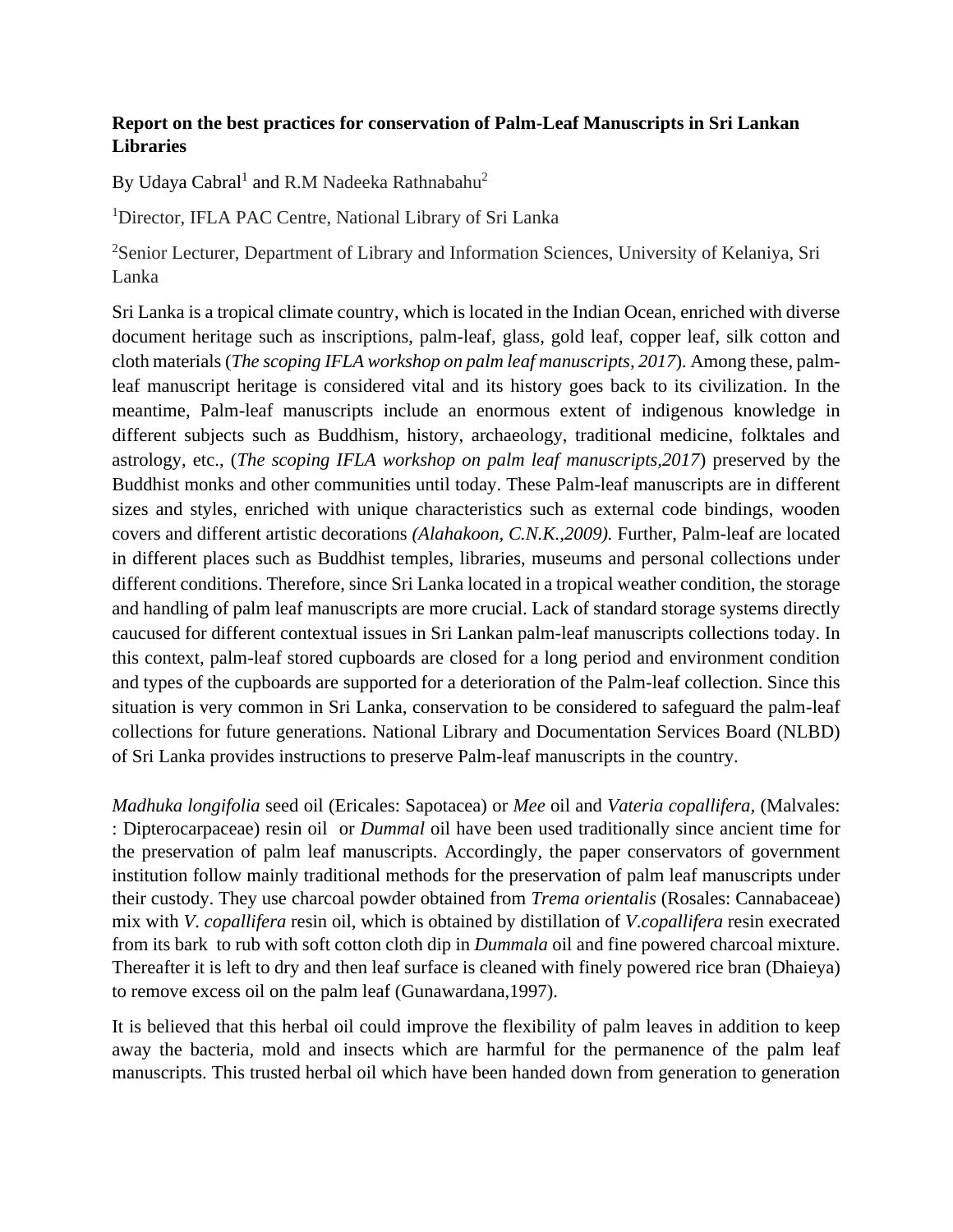**Report on the best practices for conservation of Palm-Leaf Manuscripts in Sri Lankan Libraries**

By Udaya Cabral[1] and R.M Nadeeka Rathnabahu[2]

[1]Director, IFLA PAC Centre, National Library of Sri Lanka

[2]Senior Lecturer, Department of Library and Information Sciences, University of Kelaniya, Sri Lanka

Sri Lanka is a tropical climate country, which is located in the Indian Ocean, enriched with diverse document heritage such as inscriptions, palm-leaf, glass, gold leaf, copper leaf, silk cotton and cloth materials (*The scoping IFLA workshop on palm leaf manuscripts, 2017*). Among these, palm-leaf manuscript heritage is considered vital and its history goes back to its civilization. In the meantime, Palm-leaf manuscripts include an enormous extent of indigenous knowledge in different subjects such as Buddhism, history, archaeology, traditional medicine, folktales and astrology, etc., (*The scoping IFLA workshop on palm leaf manuscripts,2017*) preserved by the Buddhist monks and other communities until today. These Palm-leaf manuscripts are in different sizes and styles, enriched with unique characteristics such as external code bindings, wooden covers and different artistic decorations *(Alahakoon, C.N.K.,2009).* Further, Palm-leaf are located in different places such as Buddhist temples, libraries, museums and personal collections under different conditions. Therefore, since Sri Lanka located in a tropical weather condition, the storage and handling of palm leaf manuscripts are more crucial. Lack of standard storage systems directly caucused for different contextual issues in Sri Lankan palm-leaf manuscripts collections today. In this context, palm-leaf stored cupboards are closed for a long period and environment condition and types of the cupboards are supported for a deterioration of the Palm-leaf collection. Since this situation is very common in Sri Lanka, conservation to be considered to safeguard the palm-leaf collections for future generations. National Library and Documentation Services Board (NLBD) of Sri Lanka provides instructions to preserve Palm-leaf manuscripts in the country.

*Madhuka longifolia* seed oil (Ericales: Sapotacea) or *Mee* oil and *Vateria copallifera,* (Malvales: : Dipterocarpaceae) resin oil or *Dummal* oil have been used traditionally since ancient time for the preservation of palm leaf manuscripts. Accordingly, the paper conservators of government institution follow mainly traditional methods for the preservation of palm leaf manuscripts under their custody. They use charcoal powder obtained from *Trema orientalis* (Rosales: Cannabaceae) mix with *V. copallifera* resin oil, which is obtained by distillation of *V.copallifera* resin execrated from its bark to rub with soft cotton cloth dip in *Dummala* oil and fine powered charcoal mixture. Thereafter it is left to dry and then leaf surface is cleaned with finely powered rice bran (Dhaieya) to remove excess oil on the palm leaf (Gunawardana,1997).

It is believed that this herbal oil could improve the flexibility of palm leaves in addition to keep away the bacteria, mold and insects which are harmful for the permanence of the palm leaf manuscripts. This trusted herbal oil which have been handed down from generation to generation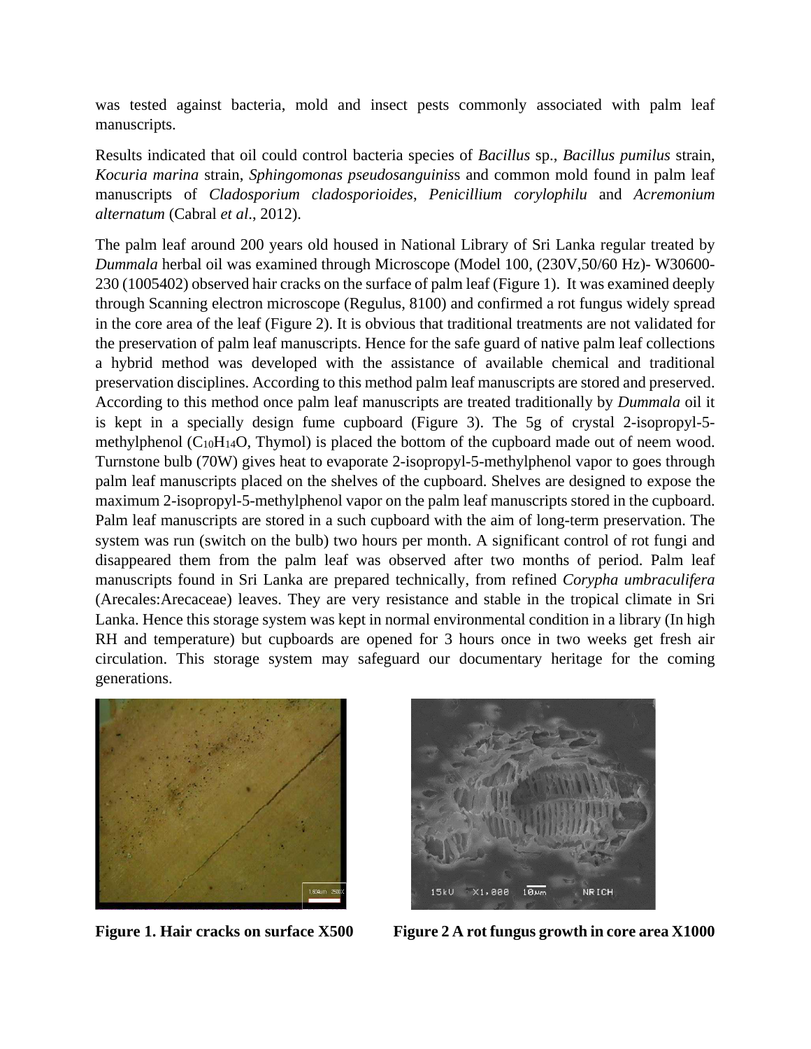was tested against bacteria, mold and insect pests commonly associated with palm leaf manuscripts.

Results indicated that oil could control bacteria species of *Bacillus* sp., *Bacillus pumilus* strain, *Kocuria marina* strain, *Sphingomonas pseudosanguinis*s and common mold found in palm leaf manuscripts of *Cladosporium cladosporioides*, *Penicillium corylophilu* and *Acremonium alternatum* (Cabral *et al*., 2012).

The palm leaf around 200 years old housed in National Library of Sri Lanka regular treated by *Dummala* herbal oil was examined through Microscope (Model 100, (230V,50/60 Hz)- W30600-230 (1005402) observed hair cracks on the surface of palm leaf (Figure 1). It was examined deeply through Scanning electron microscope (Regulus, 8100) and confirmed a rot fungus widely spread in the core area of the leaf (Figure 2). It is obvious that traditional treatments are not validated for the preservation of palm leaf manuscripts. Hence for the safe guard of native palm leaf collections a hybrid method was developed with the assistance of available chemical and traditional preservation disciplines. According to this method palm leaf manuscripts are stored and preserved. According to this method once palm leaf manuscripts are treated traditionally by *Dummala* oil it is kept in a specially design fume cupboard (Figure 3). The 5g of crystal 2-isopropyl-5-methylphenol ($C_{10}H_{14}O$, Thymol) is placed the bottom of the cupboard made out of neem wood. Turnstone bulb (70W) gives heat to evaporate 2-isopropyl-5-methylphenol vapor to goes through palm leaf manuscripts placed on the shelves of the cupboard. Shelves are designed to expose the maximum 2-isopropyl-5-methylphenol vapor on the palm leaf manuscripts stored in the cupboard. Palm leaf manuscripts are stored in a such cupboard with the aim of long-term preservation. The system was run (switch on the bulb) two hours per month. A significant control of rot fungi and disappeared them from the palm leaf was observed after two months of period. Palm leaf manuscripts found in Sri Lanka are prepared technically, from refined *Corypha umbraculifera* (Arecales:Arecaceae) leaves. They are very resistance and stable in the tropical climate in Sri Lanka. Hence this storage system was kept in normal environmental condition in a library (In high RH and temperature) but cupboards are opened for 3 hours once in two weeks get fresh air circulation. This storage system may safeguard our documentary heritage for the coming generations.

**Figure 1. Hair cracks on surface X500**

**Figure 2 A rot fungus growth in core area X1000**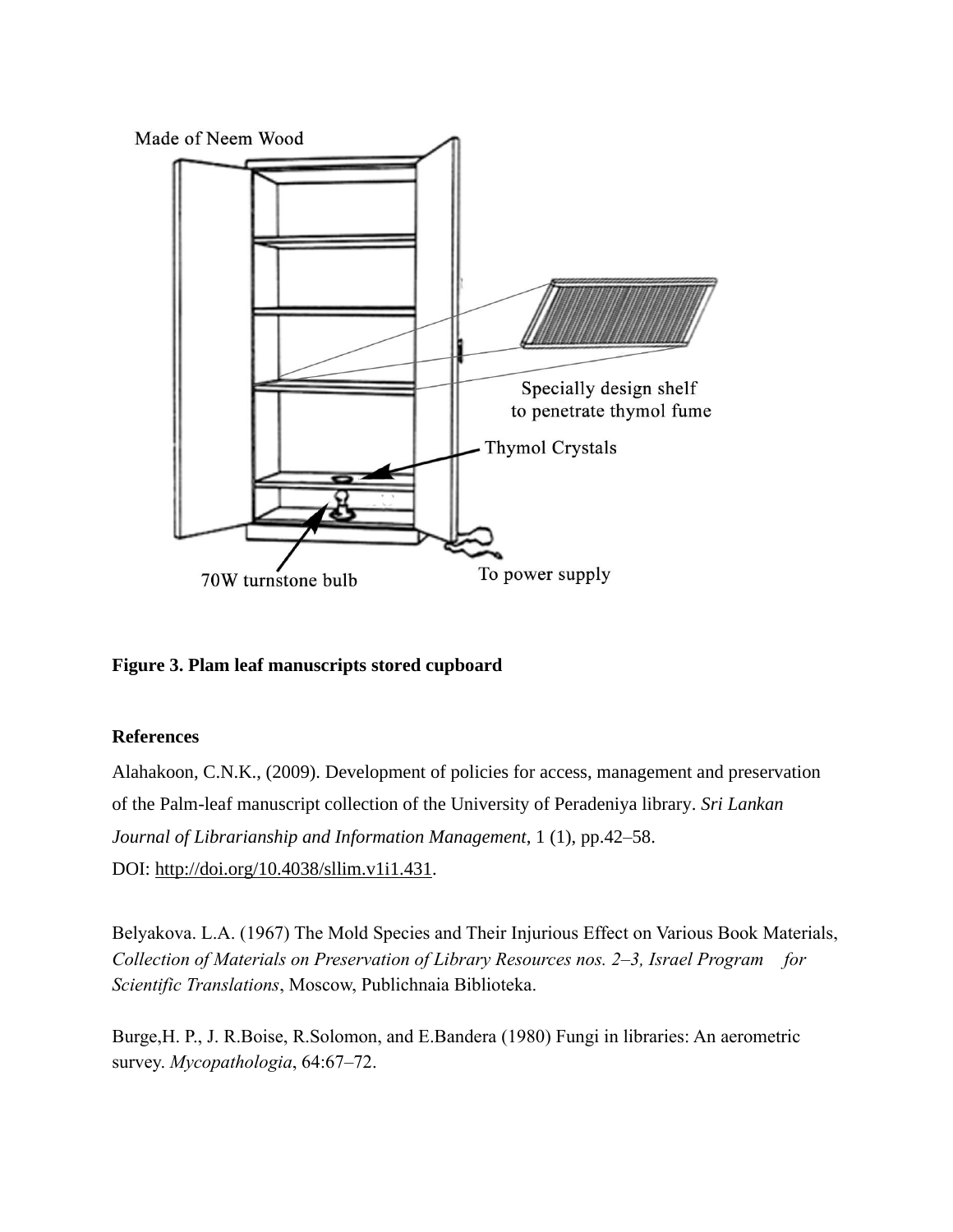Made of Neem Wood

Specially design shelf to penetrate thymol fume

Thymol Crystals

70W turnstone bulb

To power supply

**Figure 3. Plam leaf manuscripts stored cupboard**

**References**

Alahakoon, C.N.K., (2009). Development of policies for access, management and preservation of the Palm-leaf manuscript collection of the University of Peradeniya library. *Sri Lankan Journal of Librarianship and Information Management*, 1 (1), pp.42–58.
DOI: http://doi.org/10.4038/sllim.v1i1.431.

Belyakova. L.A. (1967) The Mold Species and Their Injurious Effect on Various Book Materials, *Collection of Materials on Preservation of Library Resources nos. 2–3, Israel Program for Scientific Translations*, Moscow, Publichnaia Biblioteka.

Burge,H. P., J. R.Boise, R.Solomon, and E.Bandera (1980) Fungi in libraries: An aerometric survey. *Mycopathologia*, 64:67–72.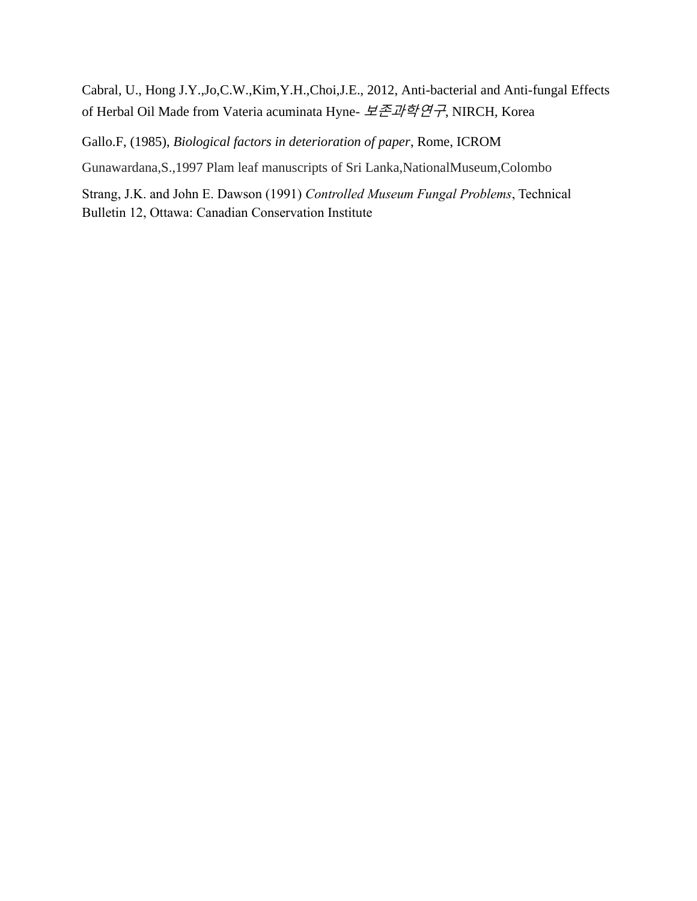Cabral, U., Hong J.Y.,Jo,C.W.,Kim,Y.H.,Choi,J.E., 2012, Anti-bacterial and Anti-fungal Effects of Herbal Oil Made from Vateria acuminata Hyne- *보존과학연구*, NIRCH, Korea

Gallo.F, (1985), *Biological factors in deterioration of paper*, Rome, ICROM

Gunawardana,S.,1997 Plam leaf manuscripts of Sri Lanka,NationalMuseum,Colombo

Strang, J.K. and John E. Dawson (1991) *Controlled Museum Fungal Problems*, Technical Bulletin 12, Ottawa: Canadian Conservation Institute